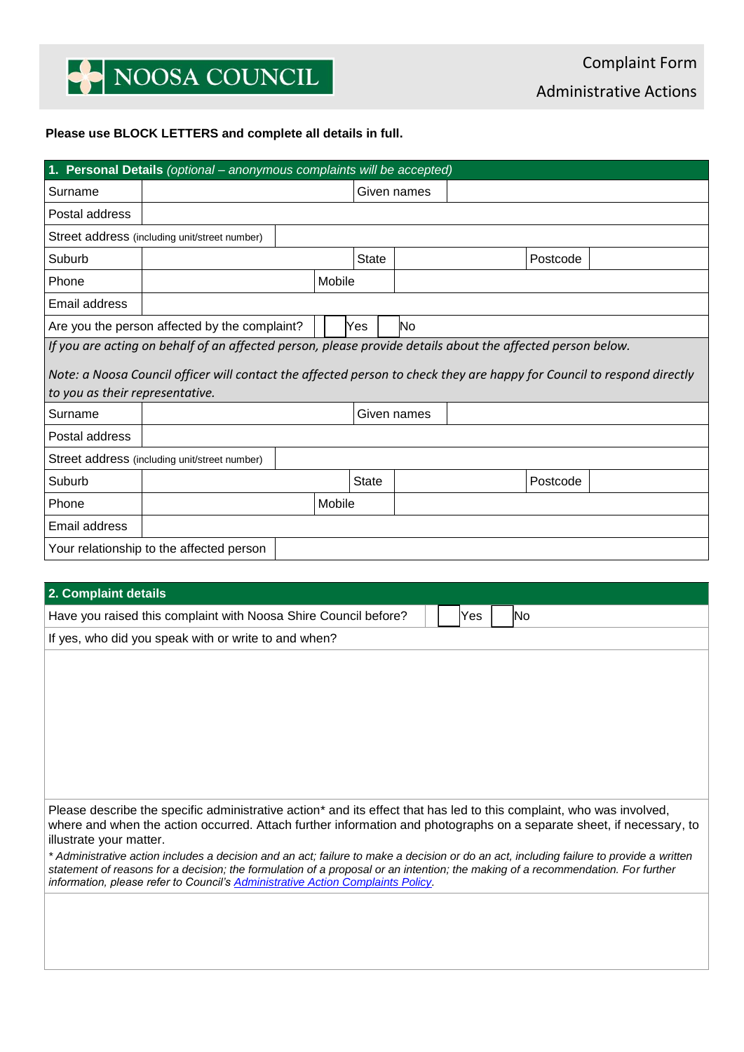NOOSA COUNCIL

# Complaint Form

## Administrative Actions

**Please use BLOCK LETTERS and complete all details in full.**

| **1. Personal Details** *(optional – anonymous complaints will be accepted)* | | | | | |
|---|---|---|---|---|---|
| Surname | | Given names | | | |
| Postal address | | | | | |
| Street address (including unit/street number) | | | | | |
| Suburb | | State | | Postcode | |
| Phone | | Mobile | | | |
| Email address | | | | | |
| Are you the person affected by the complaint? | ☐ Yes ☐ No | | | | |

*If you are acting on behalf of an affected person, please provide details about the affected person below.*

*Note: a Noosa Council officer will contact the affected person to check they are happy for Council to respond directly to you as their representative.*

| | | | | | |
|---|---|---|---|---|---|
| Surname | | Given names | | | |
| Postal address | | | | | |
| Street address (including unit/street number) | | | | | |
| Suburb | | State | | Postcode | |
| Phone | | Mobile | | | |
| Email address | | | | | |
| Your relationship to the affected person | | | | | |

| **2. Complaint details** | |
|---|---|
| Have you raised this complaint with Noosa Shire Council before? | ☐ Yes ☐ No |
| If yes, who did you speak with or write to and when? | |
| | |

Please describe the specific administrative action* and its effect that has led to this complaint, who was involved, where and when the action occurred. Attach further information and photographs on a separate sheet, if necessary, to illustrate your matter.

*\* Administrative action includes a decision and an act; failure to make a decision or do an act, including failure to provide a written statement of reasons for a decision; the formulation of a proposal or an intention; the making of a recommendation. For further information, please refer to Council's [Administrative Action Complaints Policy](#).*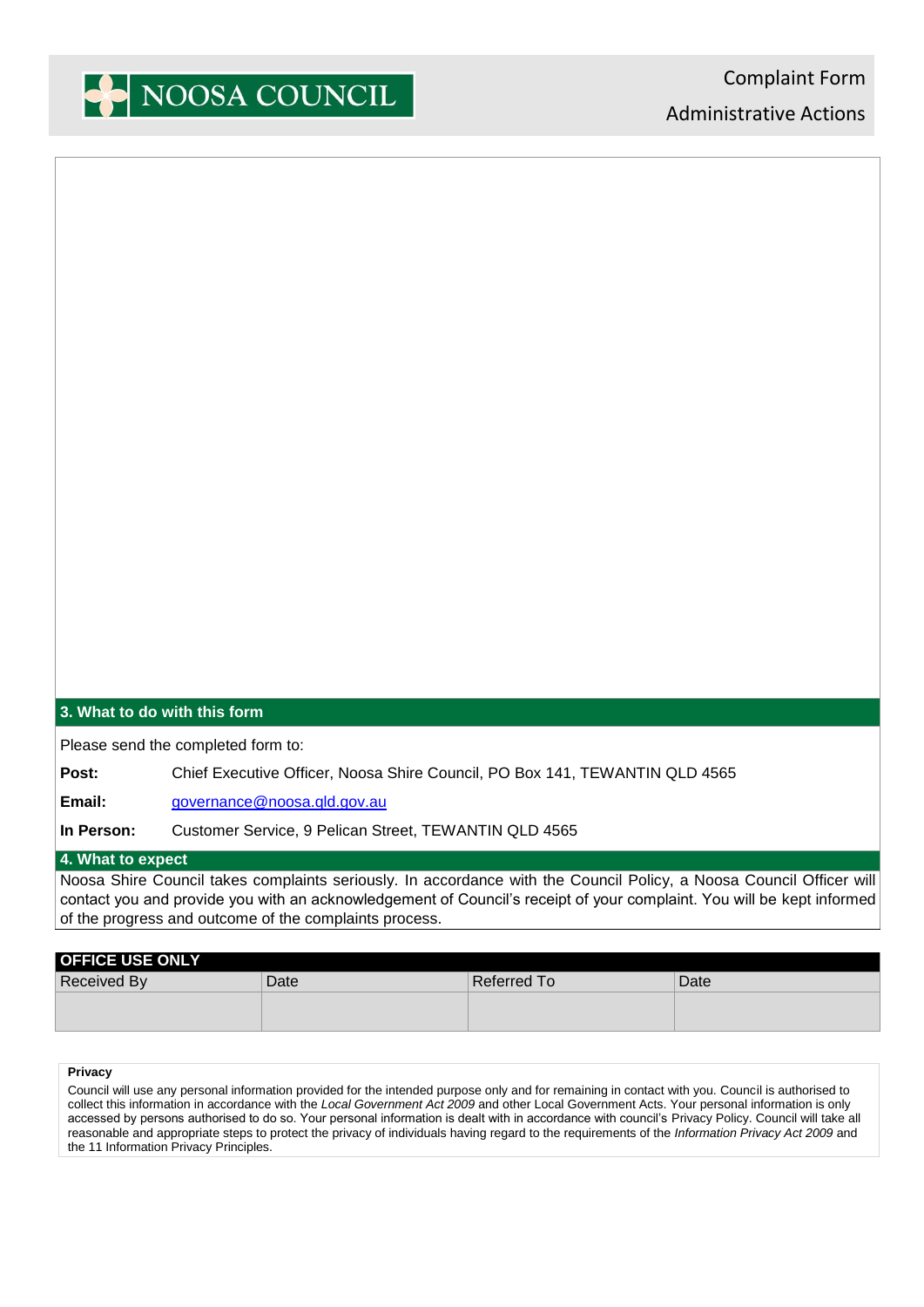## 3. What to do with this form

Please send the completed form to:

**Post:** Chief Executive Officer, Noosa Shire Council, PO Box 141, TEWANTIN QLD 4565

**Email:** governance@noosa.qld.gov.au

**In Person:** Customer Service, 9 Pelican Street, TEWANTIN QLD 4565

## 4. What to expect

Noosa Shire Council takes complaints seriously. In accordance with the Council Policy, a Noosa Council Officer will contact you and provide you with an acknowledgement of Council's receipt of your complaint. You will be kept informed of the progress and outcome of the complaints process.

**OFFICE USE ONLY**

| Received By | Date | Referred To | Date |
|---|---|---|---|
| | | | |

**Privacy**

Council will use any personal information provided for the intended purpose only and for remaining in contact with you. Council is authorised to collect this information in accordance with the *Local Government Act 2009* and other Local Government Acts. Your personal information is only accessed by persons authorised to do so. Your personal information is dealt with in accordance with council's Privacy Policy. Council will take all reasonable and appropriate steps to protect the privacy of individuals having regard to the requirements of the *Information Privacy Act 2009* and the 11 Information Privacy Principles.